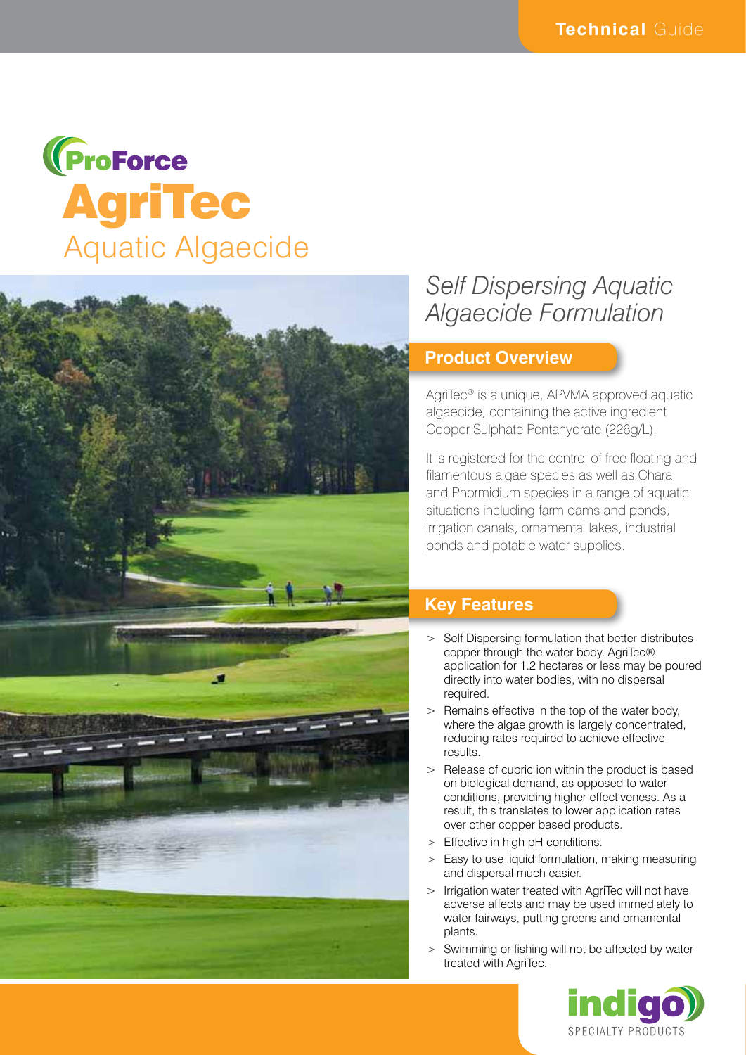Technical Guide

ProForce

# AgriTec

## Aquatic Algaecide

*Self Dispersing Aquatic Algaecide Formulation*

## Product Overview

AgriTec® is a unique, APVMA approved aquatic algaecide, containing the active ingredient Copper Sulphate Pentahydrate (226g/L).

It is registered for the control of free floating and filamentous algae species as well as Chara and Phormidium species in a range of aquatic situations including farm dams and ponds, irrigation canals, ornamental lakes, industrial ponds and potable water supplies.

## Key Features

> Self Dispersing formulation that better distributes copper through the water body. AgriTec® application for 1.2 hectares or less may be poured directly into water bodies, with no dispersal required.

> Remains effective in the top of the water body, where the algae growth is largely concentrated, reducing rates required to achieve effective results.

> Release of cupric ion within the product is based on biological demand, as opposed to water conditions, providing higher effectiveness. As a result, this translates to lower application rates over other copper based products.

> Effective in high pH conditions.

> Easy to use liquid formulation, making measuring and dispersal much easier.

> Irrigation water treated with AgriTec will not have adverse affects and may be used immediately to water fairways, putting greens and ornamental plants.

> Swimming or fishing will not be affected by water treated with AgriTec.

indigo SPECIALTY PRODUCTS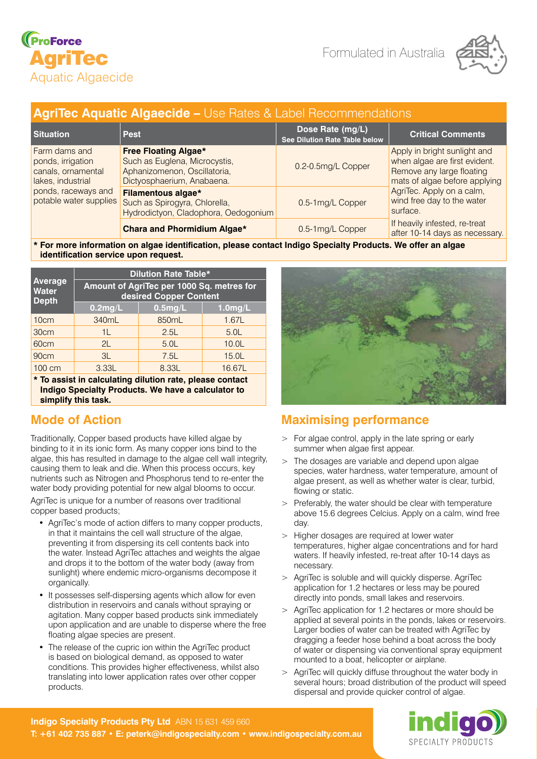# ProForce AgriTec

Aquatic Algaecide

Formulated in Australia

## AgriTec Aquatic Algaecide – Use Rates & Label Recommendations

| Situation | Pest | Dose Rate (mg/L) See Dilution Rate Table below | Critical Comments |
|---|---|---|---|
| Farm dams and ponds, irrigation canals, ornamental lakes, industrial ponds, raceways and potable water supplies | **Free Floating Algae*** Such as Euglena, Microcystis, Aphanizomenon, Oscillatoria, Dictyosphaerium, Anabaena. | 0.2-0.5mg/L Copper | Apply in bright sunlight and when algae are first evident. Remove any large floating mats of algae before applying AgriTec. Apply on a calm, wind free day to the water surface. |
| | **Filamentous algae*** Such as Spirogyra, Chlorella, Hydrodictyon, Cladophora, Oedogonium | 0.5-1mg/L Copper | |
| | **Chara and Phormidium Algae*** | 0.5-1mg/L Copper | If heavily infested, re-treat after 10-14 days as necessary. |

**\* For more information on algae identification, please contact Indigo Specialty Products. We offer an algae identification service upon request.**

| Average Water Depth | Dilution Rate Table* Amount of AgriTec per 1000 Sq. metres for desired Copper Content | | |
|---|---|---|---|
| | 0.2mg/L | 0.5mg/L | 1.0mg/L |
| 10cm | 340mL | 850mL | 1.67L |
| 30cm | 1L | 2.5L | 5.0L |
| 60cm | 2L | 5.0L | 10.0L |
| 90cm | 3L | 7.5L | 15.0L |
| 100 cm | 3.33L | 8.33L | 16.67L |

**\* To assist in calculating dilution rate, please contact Indigo Specialty Products. We have a calculator to simplify this task.**

## Mode of Action

Traditionally, Copper based products have killed algae by binding to it in its ionic form. As many copper ions bind to the algae, this has resulted in damage to the algae cell wall integrity, causing them to leak and die. When this process occurs, key nutrients such as Nitrogen and Phosphorus tend to re-enter the water body providing potential for new algal blooms to occur.

AgriTec is unique for a number of reasons over traditional copper based products;

- AgriTec's mode of action differs to many copper products, in that it maintains the cell wall structure of the algae, preventing it from dispersing its cell contents back into the water. Instead AgriTec attaches and weights the algae and drops it to the bottom of the water body (away from sunlight) where endemic micro-organisms decompose it organically.
- It possesses self-dispersing agents which allow for even distribution in reservoirs and canals without spraying or agitation. Many copper based products sink immediately upon application and are unable to disperse where the free floating algae species are present.
- The release of the cupric ion within the AgriTec product is based on biological demand, as opposed to water conditions. This provides higher effectiveness, whilst also translating into lower application rates over other copper products.

## Maximising performance

- For algae control, apply in the late spring or early summer when algae first appear.
- The dosages are variable and depend upon algae species, water hardness, water temperature, amount of algae present, as well as whether water is clear, turbid, flowing or static.
- Preferably, the water should be clear with temperature above 15.6 degrees Celcius. Apply on a calm, wind free day.
- Higher dosages are required at lower water temperatures, higher algae concentrations and for hard waters. If heavily infested, re-treat after 10-14 days as necessary.
- AgriTec is soluble and will quickly disperse. AgriTec application for 1.2 hectares or less may be poured directly into ponds, small lakes and reservoirs.
- AgriTec application for 1.2 hectares or more should be applied at several points in the ponds, lakes or reservoirs. Larger bodies of water can be treated with AgriTec by dragging a feeder hose behind a boat across the body of water or dispensing via conventional spray equipment mounted to a boat, helicopter or airplane.
- AgriTec will quickly diffuse throughout the water body in several hours; broad distribution of the product will speed dispersal and provide quicker control of algae.

**Indigo Specialty Products Pty Ltd** ABN 15 631 459 660
**T: +61 402 735 887 • E: peterk@indigospecialty.com • www.indigospecialty.com.au**

indigo SPECIALTY PRODUCTS